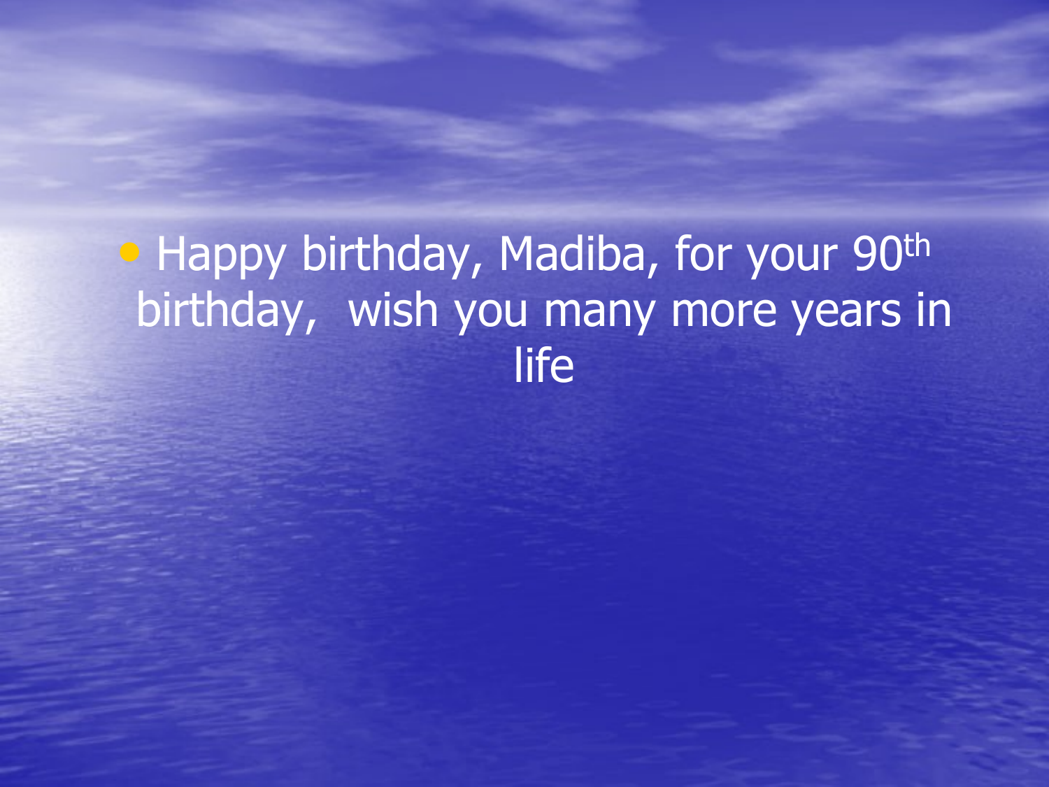- Happy birthday, Madiba, for your 90th birthday, wish you many more years in life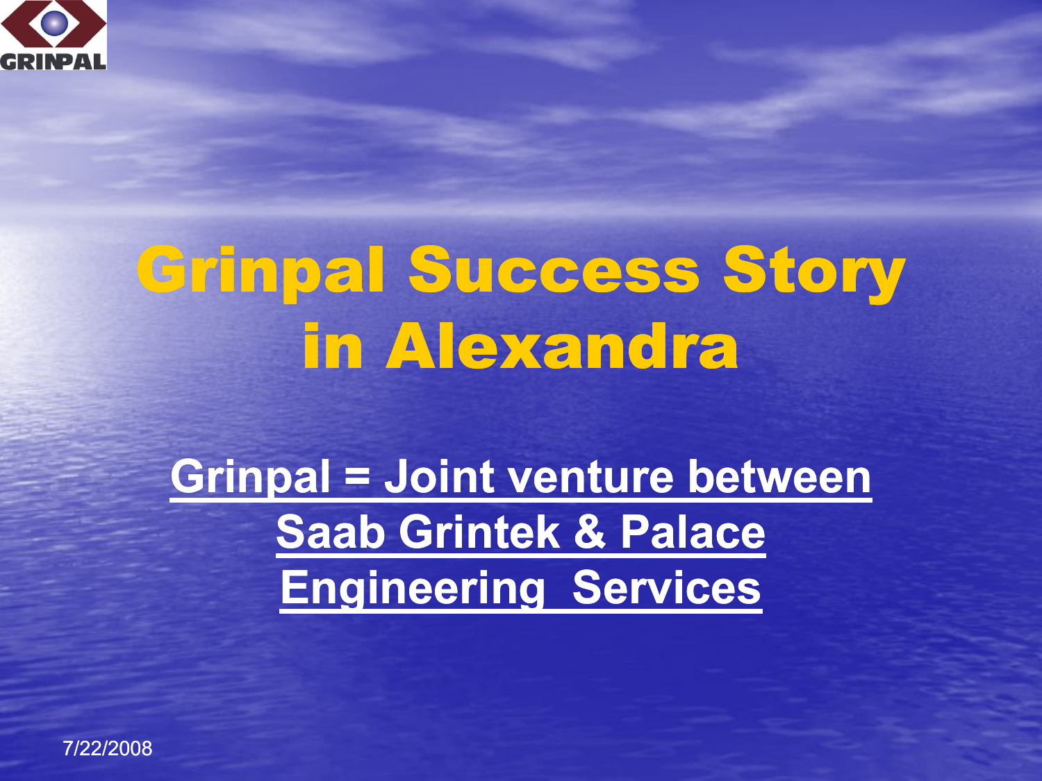# Grinpal Success Story in Alexandra

**Grinpal = Joint venture between Saab Grintek & Palace Engineering Services**

7/22/2008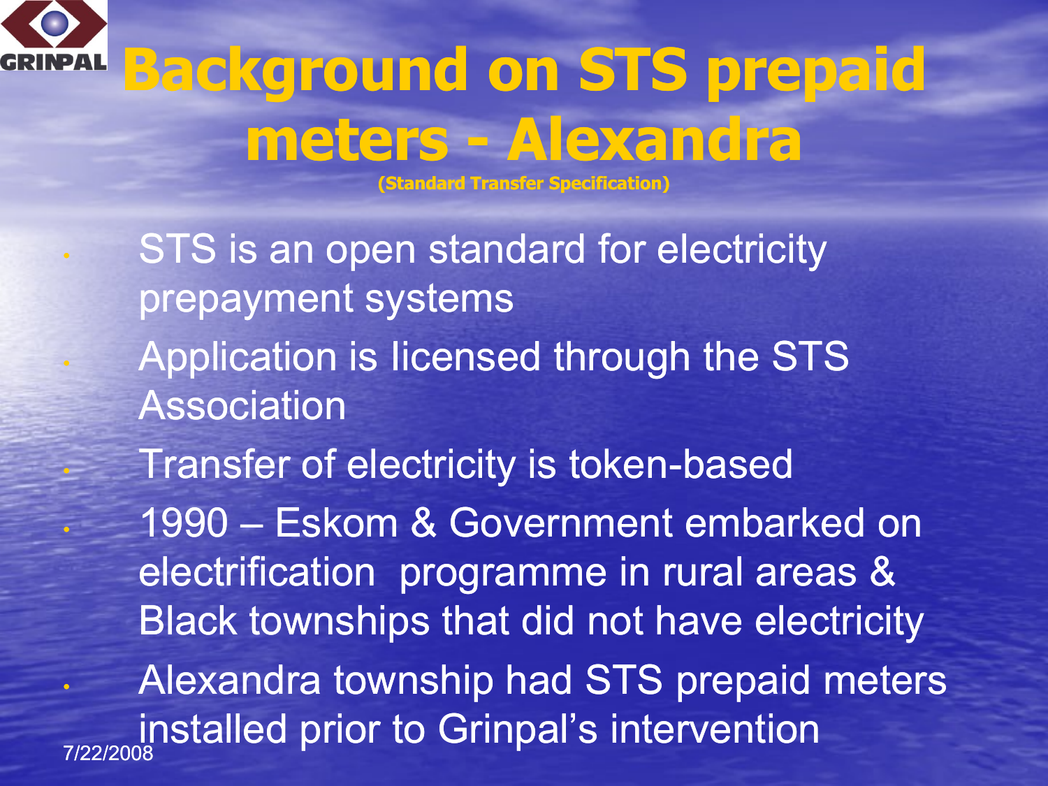# Background on STS prepaid meters - Alexandra

**(Standard Transfer Specification)**

- STS is an open standard for electricity prepayment systems
- Application is licensed through the STS Association
- Transfer of electricity is token-based
- 1990 – Eskom & Government embarked on electrification programme in rural areas & Black townships that did not have electricity
- Alexandra township had STS prepaid meters installed prior to Grinpal's intervention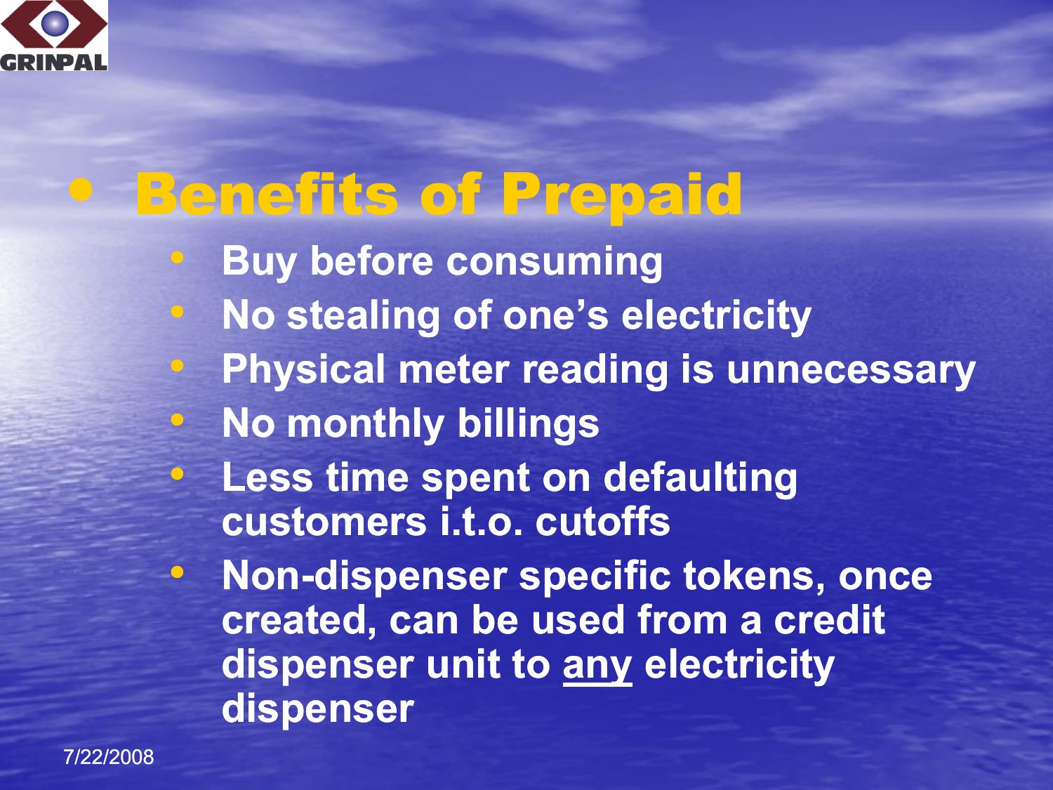- **Benefits of Prepaid**
  - Buy before consuming
  - No stealing of one's electricity
  - Physical meter reading is unnecessary
  - No monthly billings
  - Less time spent on defaulting customers i.t.o. cutoffs
  - Non-dispenser specific tokens, once created, can be used from a credit dispenser unit to <u>any</u> electricity dispenser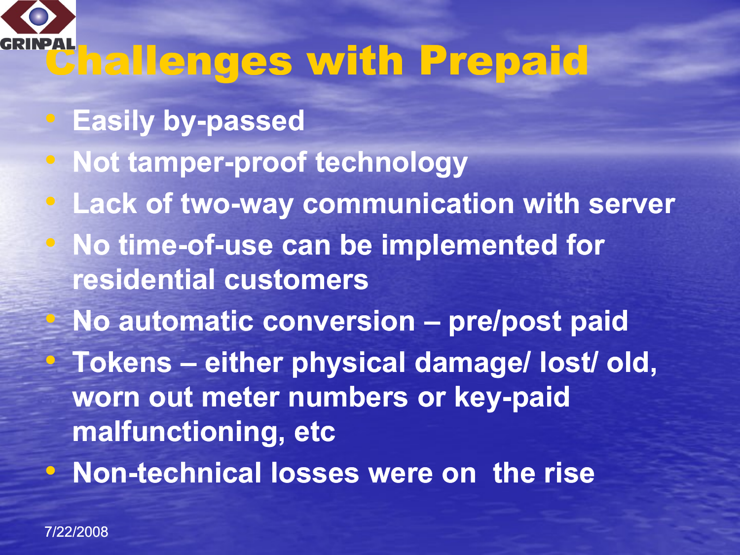# Challenges with Prepaid

- Easily by-passed
- Not tamper-proof technology
- Lack of two-way communication with server
- No time-of-use can be implemented for residential customers
- No automatic conversion – pre/post paid
- Tokens – either physical damage/ lost/ old, worn out meter numbers or key-paid malfunctioning, etc
- Non-technical losses were on the rise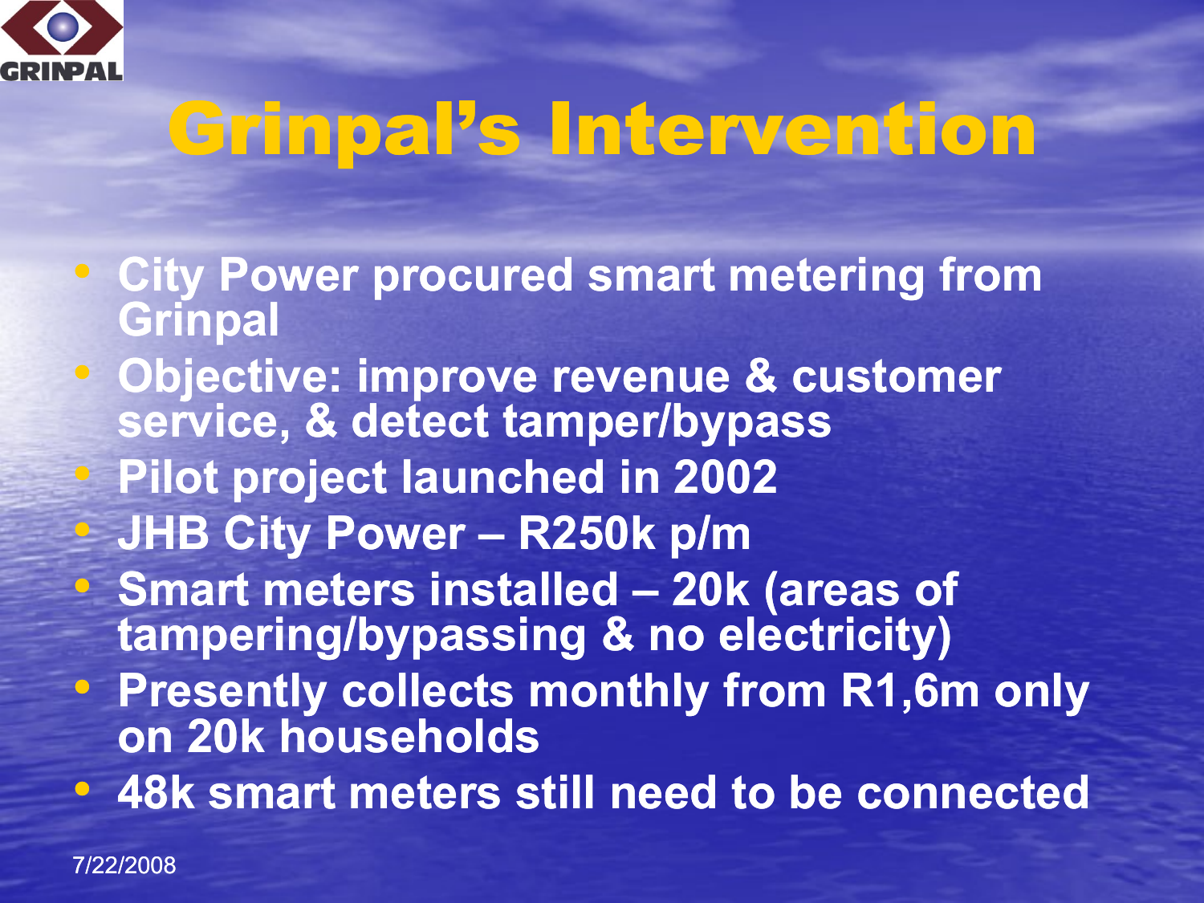# Grinpal's Intervention

- City Power procured smart metering from Grinpal
- Objective: improve revenue & customer service, & detect tamper/bypass
- Pilot project launched in 2002
- JHB City Power – R250k p/m
- Smart meters installed – 20k (areas of tampering/bypassing & no electricity)
- Presently collects monthly from R1,6m only on 20k households
- 48k smart meters still need to be connected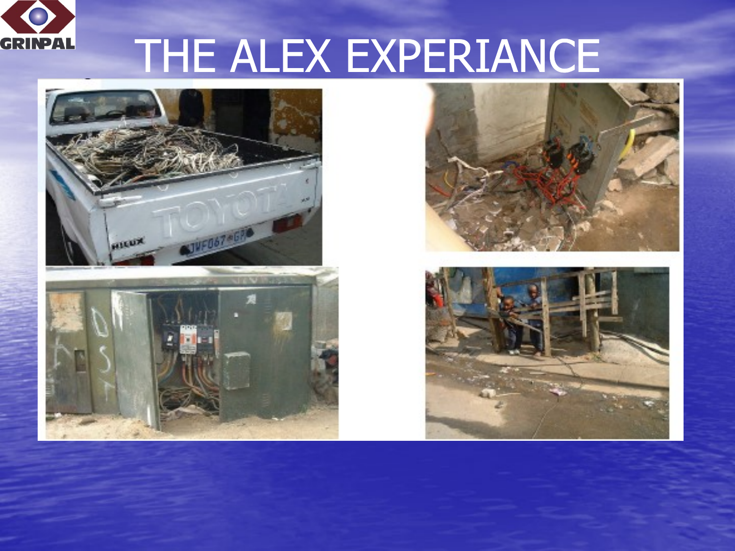# THE ALEX EXPERIANCE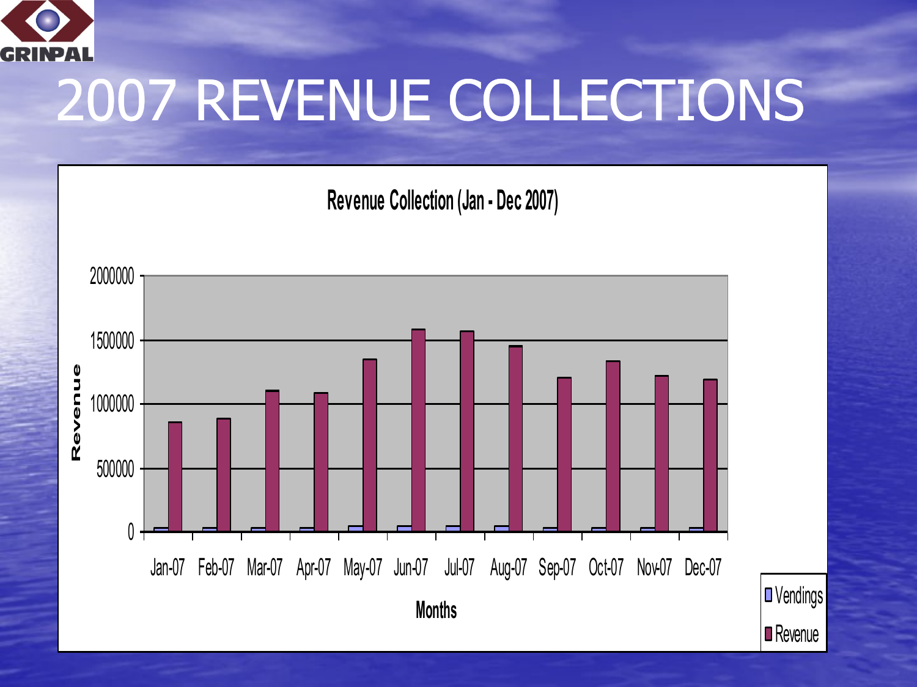# 2007 REVENUE COLLECTIONS

**Revenue Collection (Jan - Dec 2007)**

Revenue

2000000
1500000
1000000
500000
0

Jan-07 Feb-07 Mar-07 Apr-07 May-07 Jun-07 Jul-07 Aug-07 Sep-07 Oct-07 Nov-07 Dec-07

**Months**

Vendings
Revenue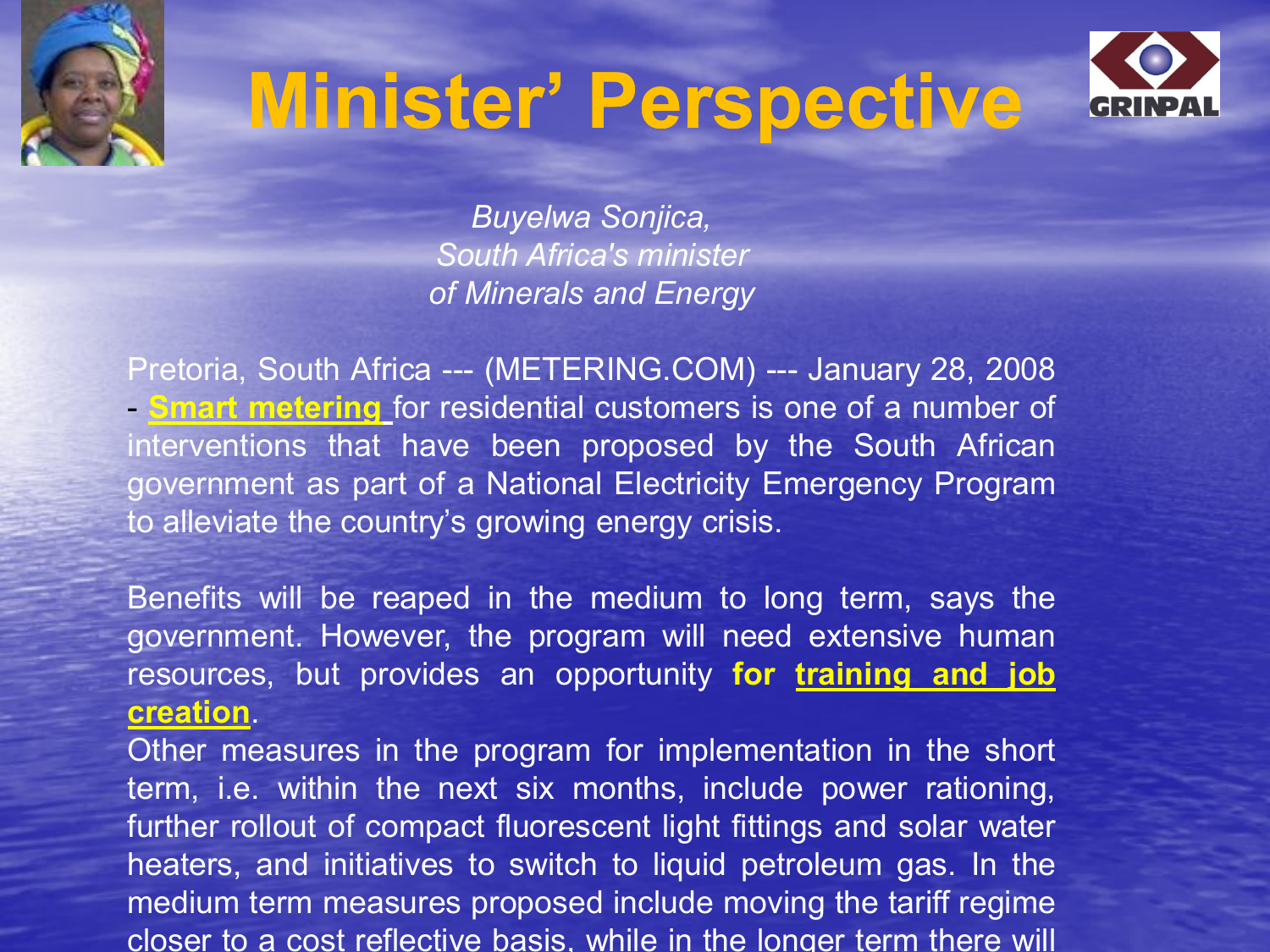# Minister' Perspective

*Buyelwa Sonjica,*
*South Africa's minister*
*of Minerals and Energy*

Pretoria, South Africa --- (METERING.COM) --- January 28, 2008 - **Smart metering** for residential customers is one of a number of interventions that have been proposed by the South African government as part of a National Electricity Emergency Program to alleviate the country's growing energy crisis.

Benefits will be reaped in the medium to long term, says the government. However, the program will need extensive human resources, but provides an opportunity **for training and job creation**.

Other measures in the program for implementation in the short term, i.e. within the next six months, include power rationing, further rollout of compact fluorescent light fittings and solar water heaters, and initiatives to switch to liquid petroleum gas. In the medium term measures proposed include moving the tariff regime closer to a cost reflective basis, while in the longer term there will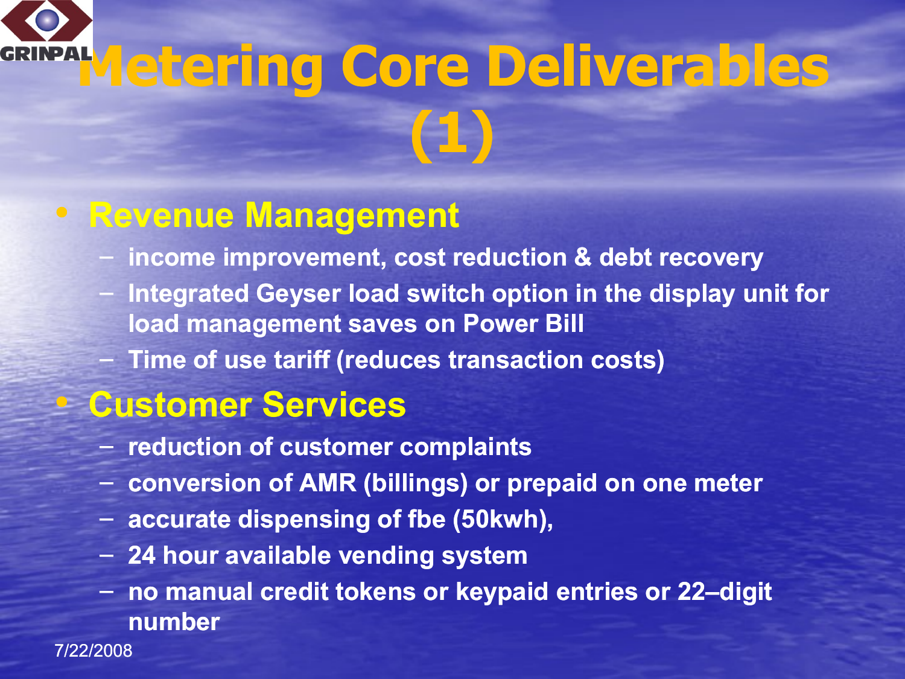# Metering Core Deliverables (1)

- **Revenue Management**
  - income improvement, cost reduction & debt recovery
  - Integrated Geyser load switch option in the display unit for load management saves on Power Bill
  - Time of use tariff (reduces transaction costs)
- **Customer Services**
  - reduction of customer complaints
  - conversion of AMR (billings) or prepaid on one meter
  - accurate dispensing of fbe (50kwh),
  - 24 hour available vending system
  - no manual credit tokens or keypaid entries or 22–digit number

7/22/2008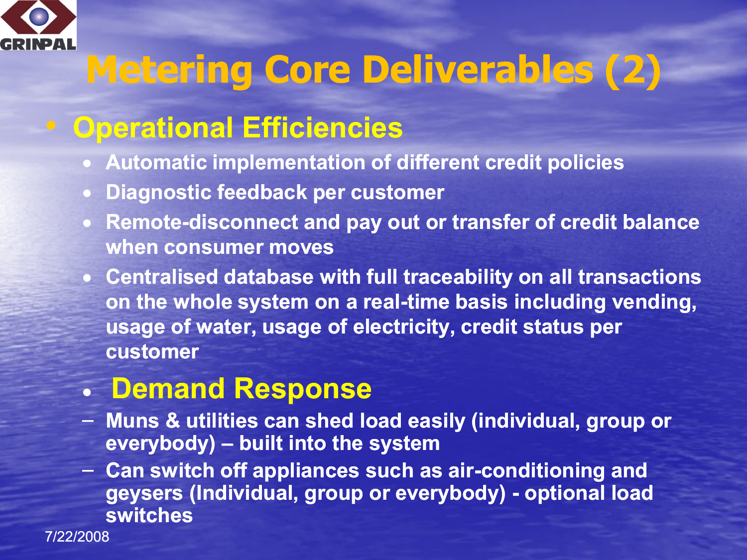# Metering Core Deliverables (2)

- **Operational Efficiencies**
  - **Automatic implementation of different credit policies**
  - **Diagnostic feedback per customer**
  - **Remote-disconnect and pay out or transfer of credit balance when consumer moves**
  - **Centralised database with full traceability on all transactions on the whole system on a real-time basis including vending, usage of water, usage of electricity, credit status per customer**
  - **Demand Response**
    - **Muns & utilities can shed load easily (individual, group or everybody) – built into the system**
    - **Can switch off appliances such as air-conditioning and geysers (Individual, group or everybody) - optional load switches**

7/22/2008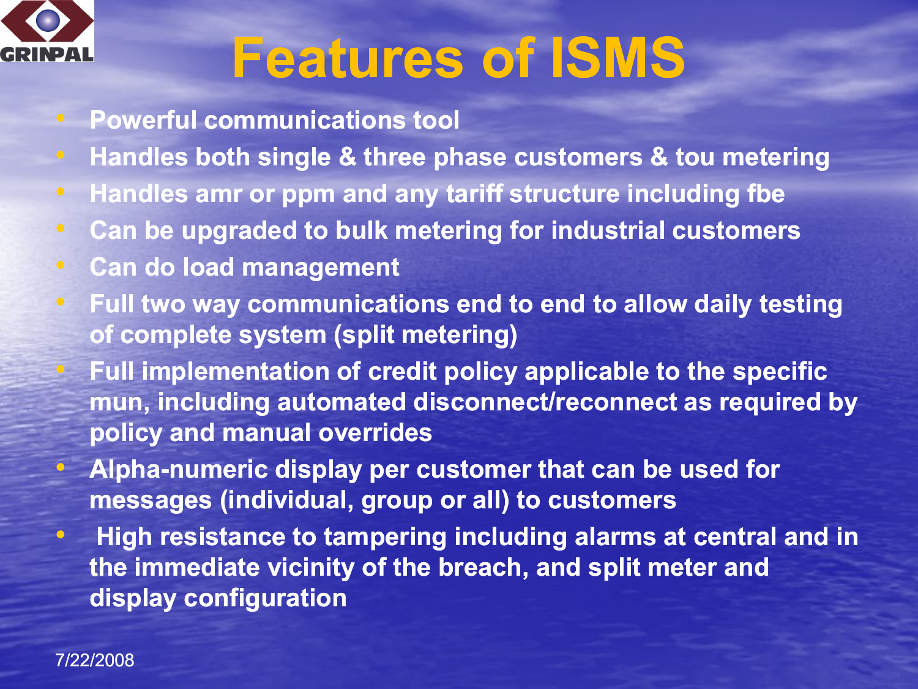# Features of ISMS

- Powerful communications tool
- Handles both single & three phase customers & tou metering
- Handles amr or ppm and any tariff structure including fbe
- Can be upgraded to bulk metering for industrial customers
- Can do load management
- Full two way communications end to end to allow daily testing of complete system (split metering)
- Full implementation of credit policy applicable to the specific mun, including automated disconnect/reconnect as required by policy and manual overrides
- Alpha-numeric display per customer that can be used for messages (individual, group or all) to customers
- High resistance to tampering including alarms at central and in the immediate vicinity of the breach, and split meter and display configuration

7/22/2008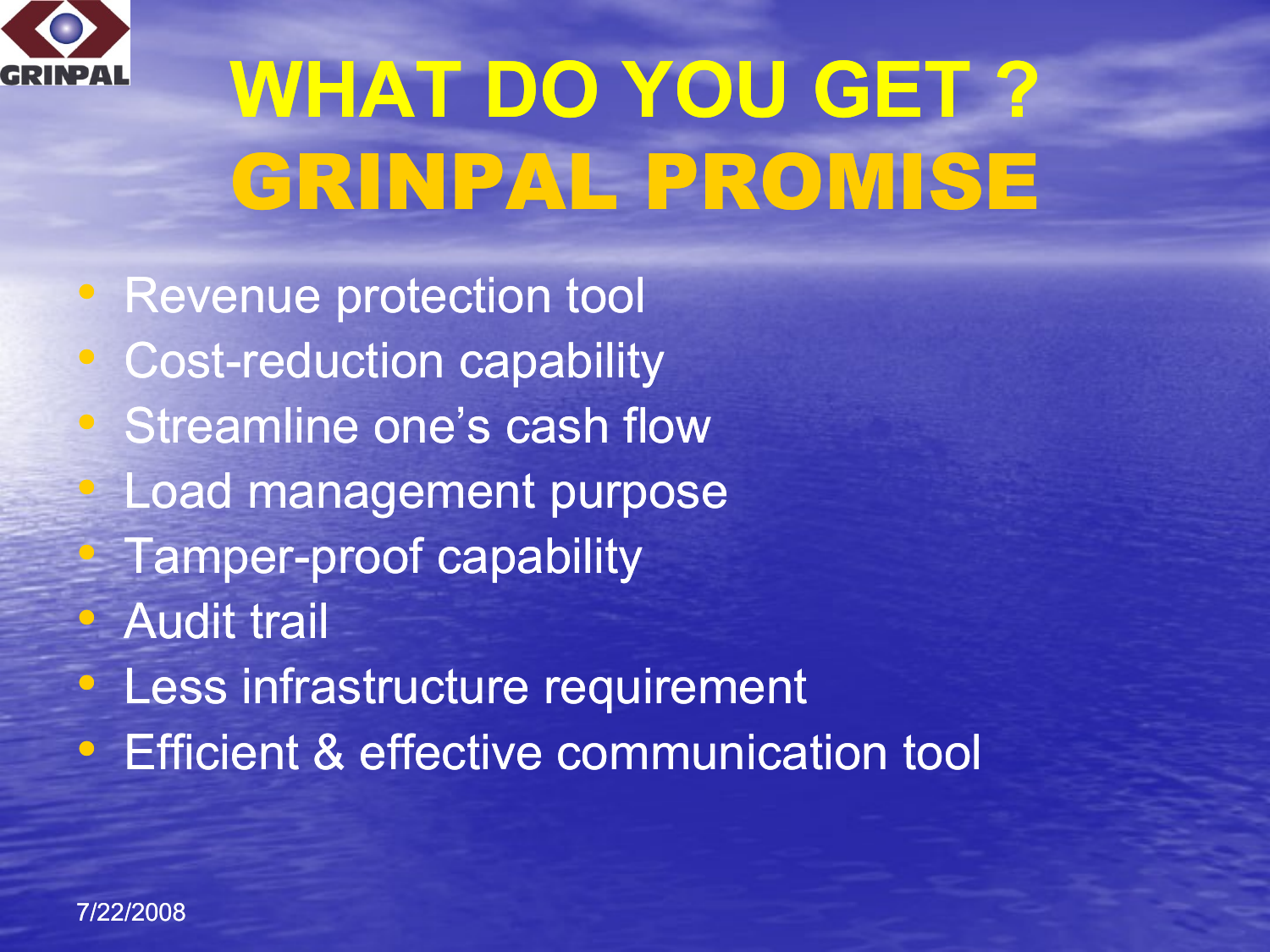# WHAT DO YOU GET ?
# GRINPAL PROMISE

- Revenue protection tool
- Cost-reduction capability
- Streamline one's cash flow
- Load management purpose
- Tamper-proof capability
- Audit trail
- Less infrastructure requirement
- Efficient & effective communication tool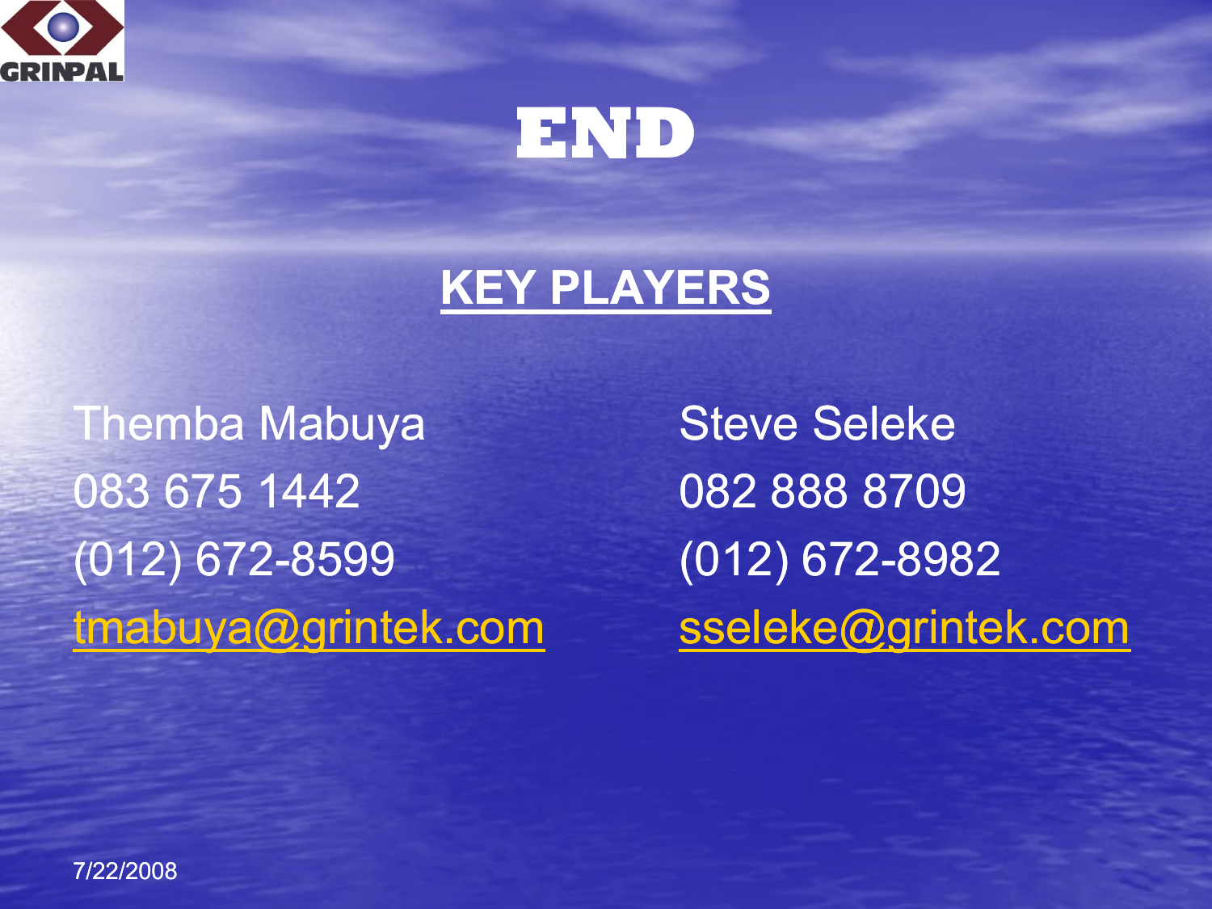GRINPAL

# END

## KEY PLAYERS

Themba Mabuya
083 675 1442
(012) 672-8599
tmabuya@grintek.com

Steve Seleke
082 888 8709
(012) 672-8982
sseleke@grintek.com

7/22/2008